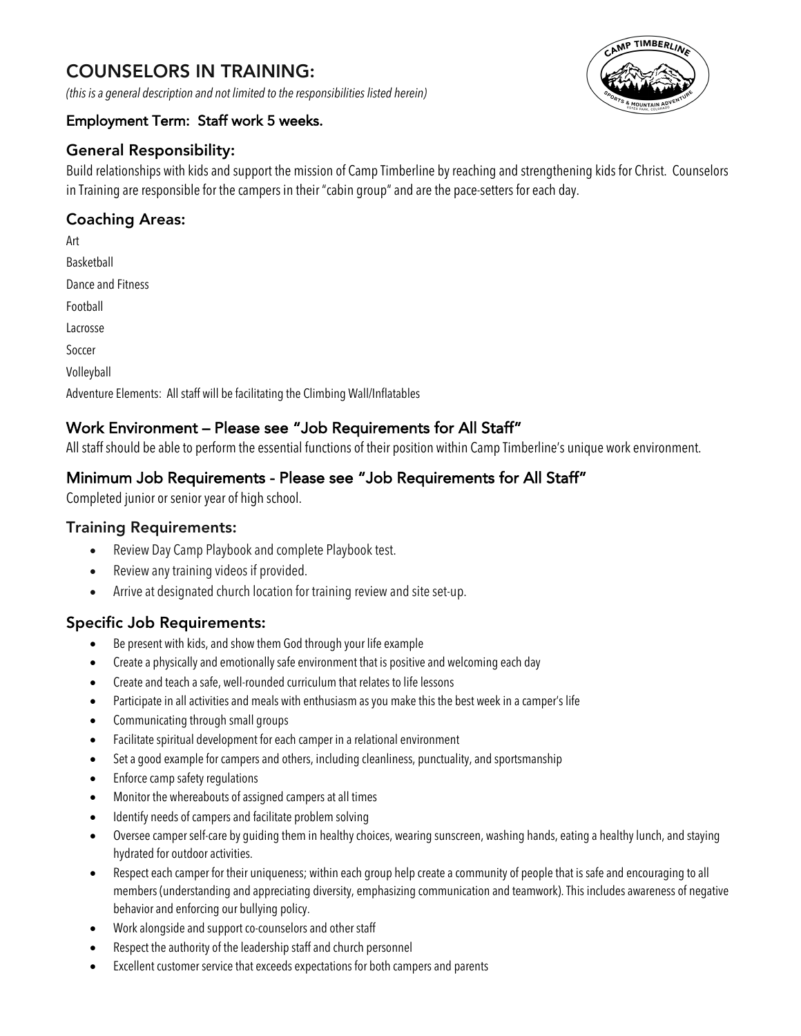# COUNSELORS IN TRAINING:

*(this is a general description and not limited to the responsibilities listed herein)*

**Employment Term: Staff work 5 weeks.**

## General Responsibility:

Build relationships with kids and support the mission of Camp Timberline by reaching and strengthening kids for Christ. Counselors in Training are responsible for the campers in their "cabin group" and are the pace-setters for each day.

## Coaching Areas:

Art

Basketball

Dance and Fitness

Football

Lacrosse

Soccer

Volleyball

Adventure Elements: All staff will be facilitating the Climbing Wall/Inflatables

## Work Environment – Please see "Job Requirements for All Staff"

All staff should be able to perform the essential functions of their position within Camp Timberline's unique work environment.

## Minimum Job Requirements - Please see "Job Requirements for All Staff"

Completed junior or senior year of high school.

## Training Requirements:

- Review Day Camp Playbook and complete Playbook test.
- Review any training videos if provided.
- Arrive at designated church location for training review and site set-up.

## Specific Job Requirements:

- Be present with kids, and show them God through your life example
- Create a physically and emotionally safe environment that is positive and welcoming each day
- Create and teach a safe, well-rounded curriculum that relates to life lessons
- Participate in all activities and meals with enthusiasm as you make this the best week in a camper's life
- Communicating through small groups
- Facilitate spiritual development for each camper in a relational environment
- Set a good example for campers and others, including cleanliness, punctuality, and sportsmanship
- Enforce camp safety regulations
- Monitor the whereabouts of assigned campers at all times
- Identify needs of campers and facilitate problem solving
- Oversee camper self-care by guiding them in healthy choices, wearing sunscreen, washing hands, eating a healthy lunch, and staying hydrated for outdoor activities.
- Respect each camper for their uniqueness; within each group help create a community of people that is safe and encouraging to all members (understanding and appreciating diversity, emphasizing communication and teamwork). This includes awareness of negative behavior and enforcing our bullying policy.
- Work alongside and support co-counselors and other staff
- Respect the authority of the leadership staff and church personnel
- Excellent customer service that exceeds expectations for both campers and parents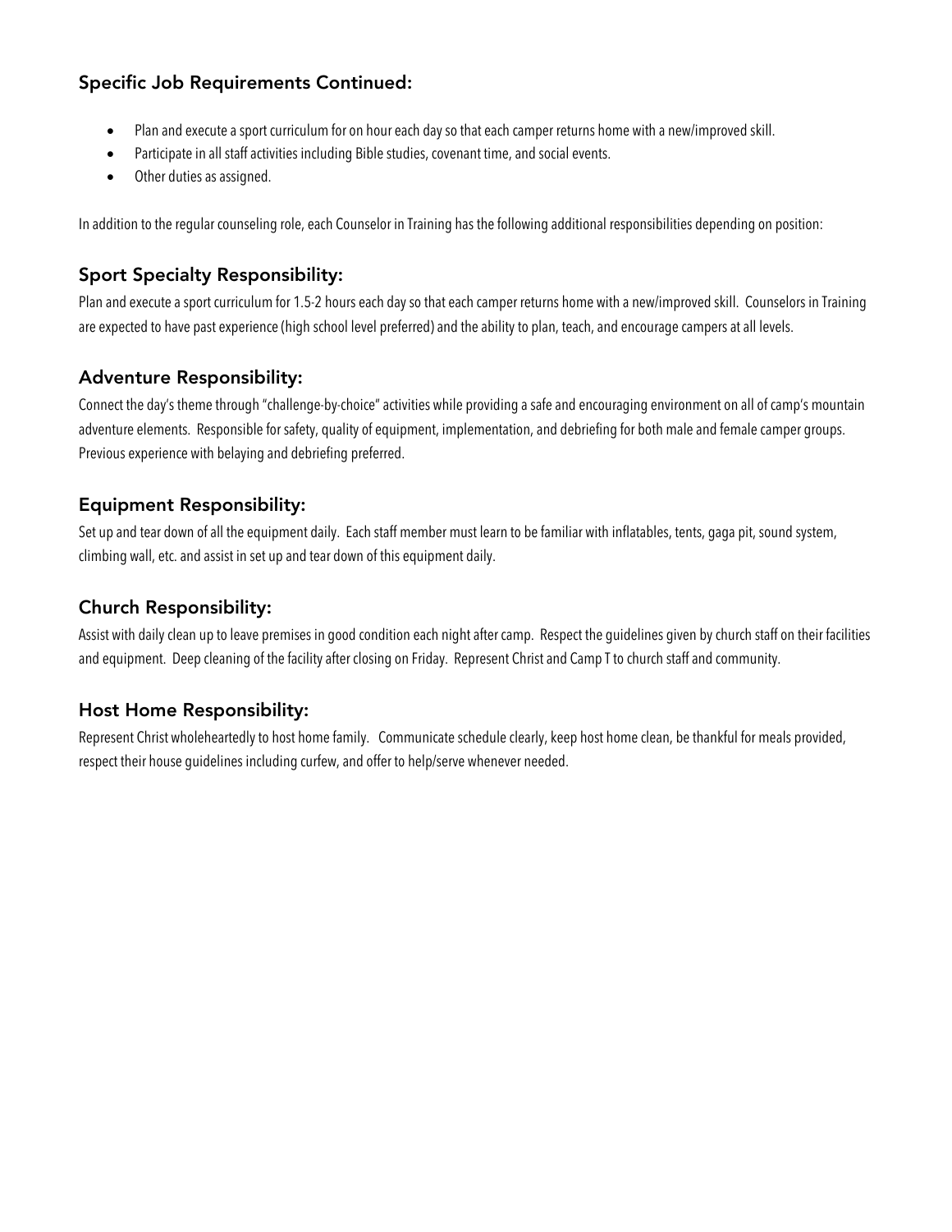### Specific Job Requirements Continued:

- Plan and execute a sport curriculum for on hour each day so that each camper returns home with a new/improved skill.
- Participate in all staff activities including Bible studies, covenant time, and social events.
- Other duties as assigned.

In addition to the regular counseling role, each Counselor in Training has the following additional responsibilities depending on position:

### Sport Specialty Responsibility:

Plan and execute a sport curriculum for 1.5-2 hours each day so that each camper returns home with a new/improved skill. Counselors in Training are expected to have past experience (high school level preferred) and the ability to plan, teach, and encourage campers at all levels.

### Adventure Responsibility:

Connect the day's theme through "challenge-by-choice" activities while providing a safe and encouraging environment on all of camp's mountain adventure elements. Responsible for safety, quality of equipment, implementation, and debriefing for both male and female camper groups. Previous experience with belaying and debriefing preferred.

### Equipment Responsibility:

Set up and tear down of all the equipment daily. Each staff member must learn to be familiar with inflatables, tents, gaga pit, sound system, climbing wall, etc. and assist in set up and tear down of this equipment daily.

### Church Responsibility:

Assist with daily clean up to leave premises in good condition each night after camp. Respect the guidelines given by church staff on their facilities and equipment. Deep cleaning of the facility after closing on Friday. Represent Christ and Camp T to church staff and community.

### Host Home Responsibility:

Represent Christ wholeheartedly to host home family. Communicate schedule clearly, keep host home clean, be thankful for meals provided, respect their house guidelines including curfew, and offer to help/serve whenever needed.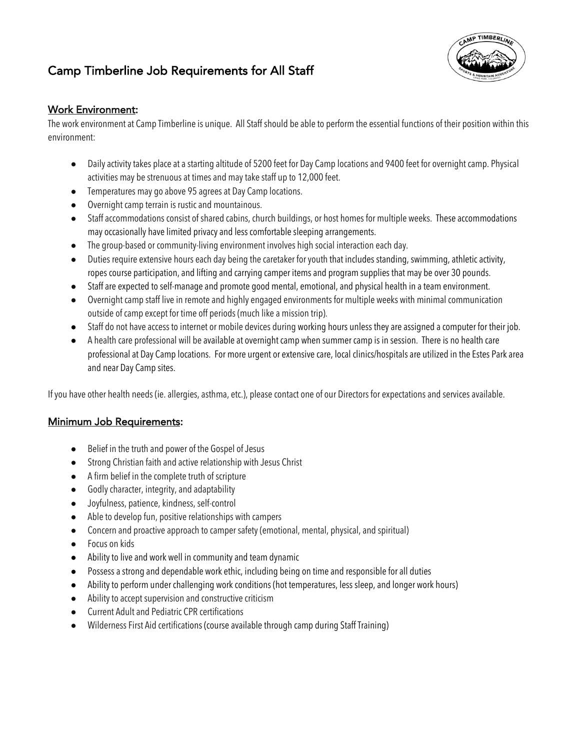# Camp Timberline Job Requirements for All Staff

## Work Environment:

The work environment at Camp Timberline is unique. All Staff should be able to perform the essential functions of their position within this environment:

- Daily activity takes place at a starting altitude of 5200 feet for Day Camp locations and 9400 feet for overnight camp. Physical activities may be strenuous at times and may take staff up to 12,000 feet.
- Temperatures may go above 95 agrees at Day Camp locations.
- Overnight camp terrain is rustic and mountainous.
- Staff accommodations consist of shared cabins, church buildings, or host homes for multiple weeks. These accommodations may occasionally have limited privacy and less comfortable sleeping arrangements.
- The group-based or community-living environment involves high social interaction each day.
- Duties require extensive hours each day being the caretaker for youth that includes standing, swimming, athletic activity, ropes course participation, and lifting and carrying camper items and program supplies that may be over 30 pounds.
- Staff are expected to self-manage and promote good mental, emotional, and physical health in a team environment.
- Overnight camp staff live in remote and highly engaged environments for multiple weeks with minimal communication outside of camp except for time off periods (much like a mission trip).
- Staff do not have access to internet or mobile devices during working hours unless they are assigned a computer for their job.
- A health care professional will be available at overnight camp when summer camp is in session. There is no health care professional at Day Camp locations. For more urgent or extensive care, local clinics/hospitals are utilized in the Estes Park area and near Day Camp sites.

If you have other health needs (ie. allergies, asthma, etc.), please contact one of our Directors for expectations and services available.

## Minimum Job Requirements:

- Belief in the truth and power of the Gospel of Jesus
- Strong Christian faith and active relationship with Jesus Christ
- A firm belief in the complete truth of scripture
- Godly character, integrity, and adaptability
- Joyfulness, patience, kindness, self-control
- Able to develop fun, positive relationships with campers
- Concern and proactive approach to camper safety (emotional, mental, physical, and spiritual)
- Focus on kids
- Ability to live and work well in community and team dynamic
- Possess a strong and dependable work ethic, including being on time and responsible for all duties
- Ability to perform under challenging work conditions (hot temperatures, less sleep, and longer work hours)
- Ability to accept supervision and constructive criticism
- Current Adult and Pediatric CPR certifications
- Wilderness First Aid certifications (course available through camp during Staff Training)